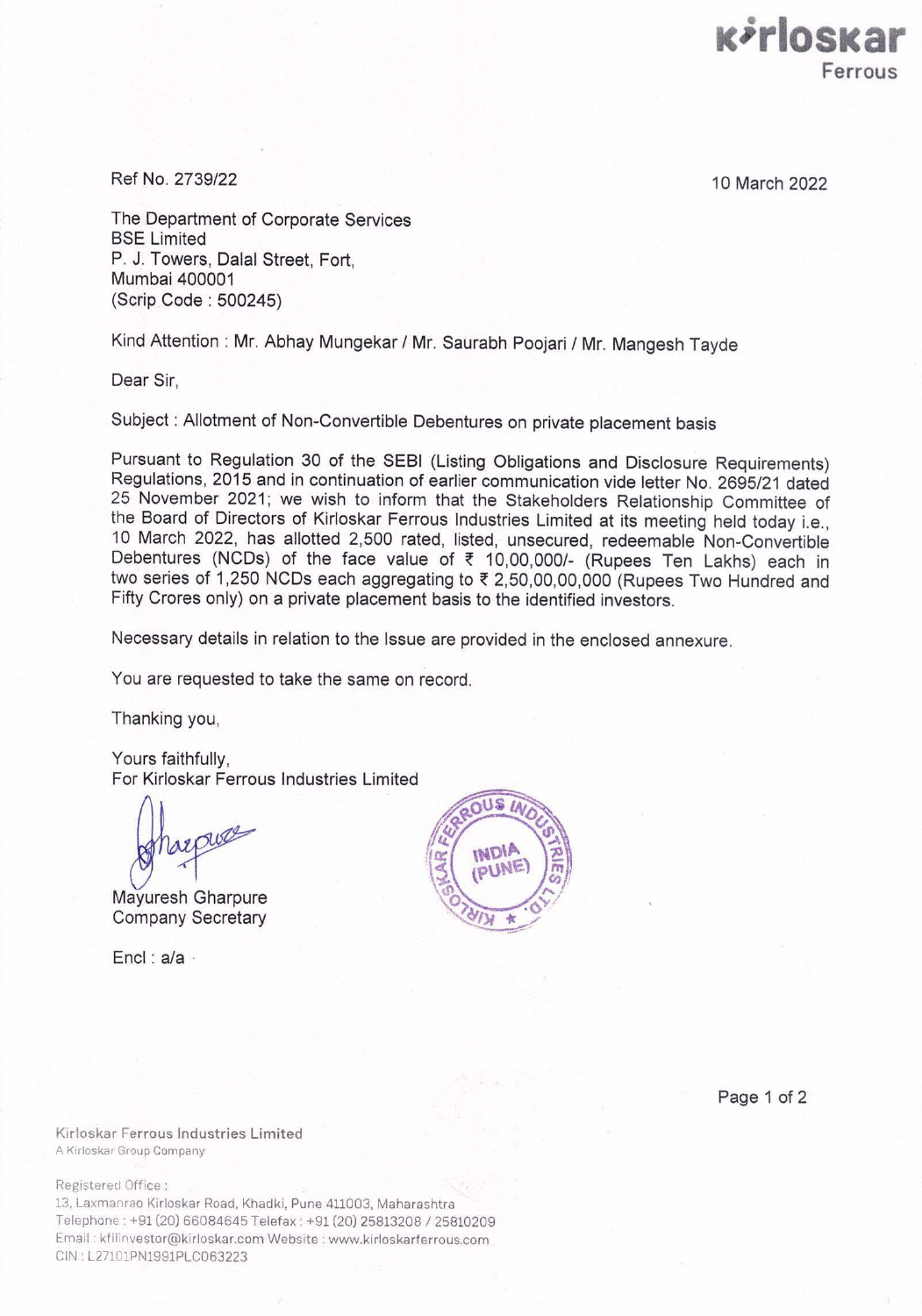Kirloskar Ferrous

Ref No. 2739/22

10 March 2022

The Department of Corporate Services
BSE Limited
P. J. Towers, Dalal Street, Fort,
Mumbai 400001
(Scrip Code : 500245)

Kind Attention : Mr. Abhay Mungekar / Mr. Saurabh Poojari / Mr. Mangesh Tayde

Dear Sir,

Subject : Allotment of Non-Convertible Debentures on private placement basis

Pursuant to Regulation 30 of the SEBI (Listing Obligations and Disclosure Requirements) Regulations, 2015 and in continuation of earlier communication vide letter No. 2695/21 dated 25 November 2021; we wish to inform that the Stakeholders Relationship Committee of the Board of Directors of Kirloskar Ferrous Industries Limited at its meeting held today i.e., 10 March 2022, has allotted 2,500 rated, listed, unsecured, redeemable Non-Convertible Debentures (NCDs) of the face value of ₹ 10,00,000/- (Rupees Ten Lakhs) each in two series of 1,250 NCDs each aggregating to ₹ 2,50,00,00,000 (Rupees Two Hundred and Fifty Crores only) on a private placement basis to the identified investors.

Necessary details in relation to the Issue are provided in the enclosed annexure.

You are requested to take the same on record.

Thanking you,

Yours faithfully,
For Kirloskar Ferrous Industries Limited

Mayuresh Gharpure
Company Secretary

Encl : a/a

Kirloskar Ferrous Industries Limited
A Kirloskar Group Company

Registered Office :
13, Laxmanrao Kirloskar Road, Khadki, Pune 411003, Maharashtra
Telephone : +91 (20) 66084645 Telefax : +91 (20) 25813208 / 25810209
Email : kfilinvestor@kirloskar.com Website : www.kirloskarferrous.com
CIN : L27101PN1991PLC063223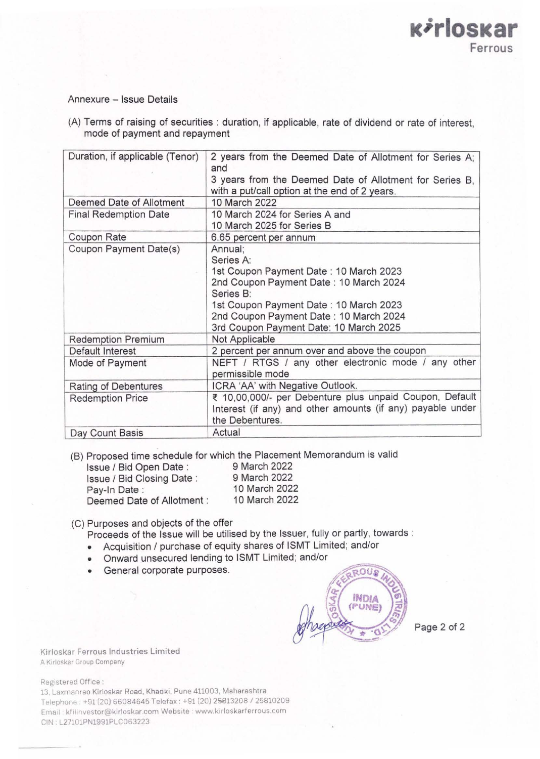Annexure – Issue Details

(A) Terms of raising of securities : duration, if applicable, rate of dividend or rate of interest, mode of payment and repayment

| | |
|---|---|
| Duration, if applicable (Tenor) | 2 years from the Deemed Date of Allotment for Series A; and<br>3 years from the Deemed Date of Allotment for Series B, with a put/call option at the end of 2 years. |
| Deemed Date of Allotment | 10 March 2022 |
| Final Redemption Date | 10 March 2024 for Series A and<br>10 March 2025 for Series B |
| Coupon Rate | 6.65 percent per annum |
| Coupon Payment Date(s) | Annual;<br>Series A:<br>1st Coupon Payment Date : 10 March 2023<br>2nd Coupon Payment Date : 10 March 2024<br>Series B:<br>1st Coupon Payment Date : 10 March 2023<br>2nd Coupon Payment Date : 10 March 2024<br>3rd Coupon Payment Date: 10 March 2025 |
| Redemption Premium | Not Applicable |
| Default Interest | 2 percent per annum over and above the coupon |
| Mode of Payment | NEFT / RTGS / any other electronic mode / any other permissible mode |
| Rating of Debentures | ICRA 'AA' with Negative Outlook. |
| Redemption Price | ₹ 10,00,000/- per Debenture plus unpaid Coupon, Default Interest (if any) and other amounts (if any) payable under the Debentures. |
| Day Count Basis | Actual |

(B) Proposed time schedule for which the Placement Memorandum is valid

Issue / Bid Open Date : 9 March 2022
Issue / Bid Closing Date : 9 March 2022
Pay-In Date : 10 March 2022
Deemed Date of Allotment : 10 March 2022

(C) Purposes and objects of the offer

Proceeds of the Issue will be utilised by the Issuer, fully or partly, towards :

- Acquisition / purchase of equity shares of ISMT Limited; and/or
- Onward unsecured lending to ISMT Limited; and/or
- General corporate purposes.